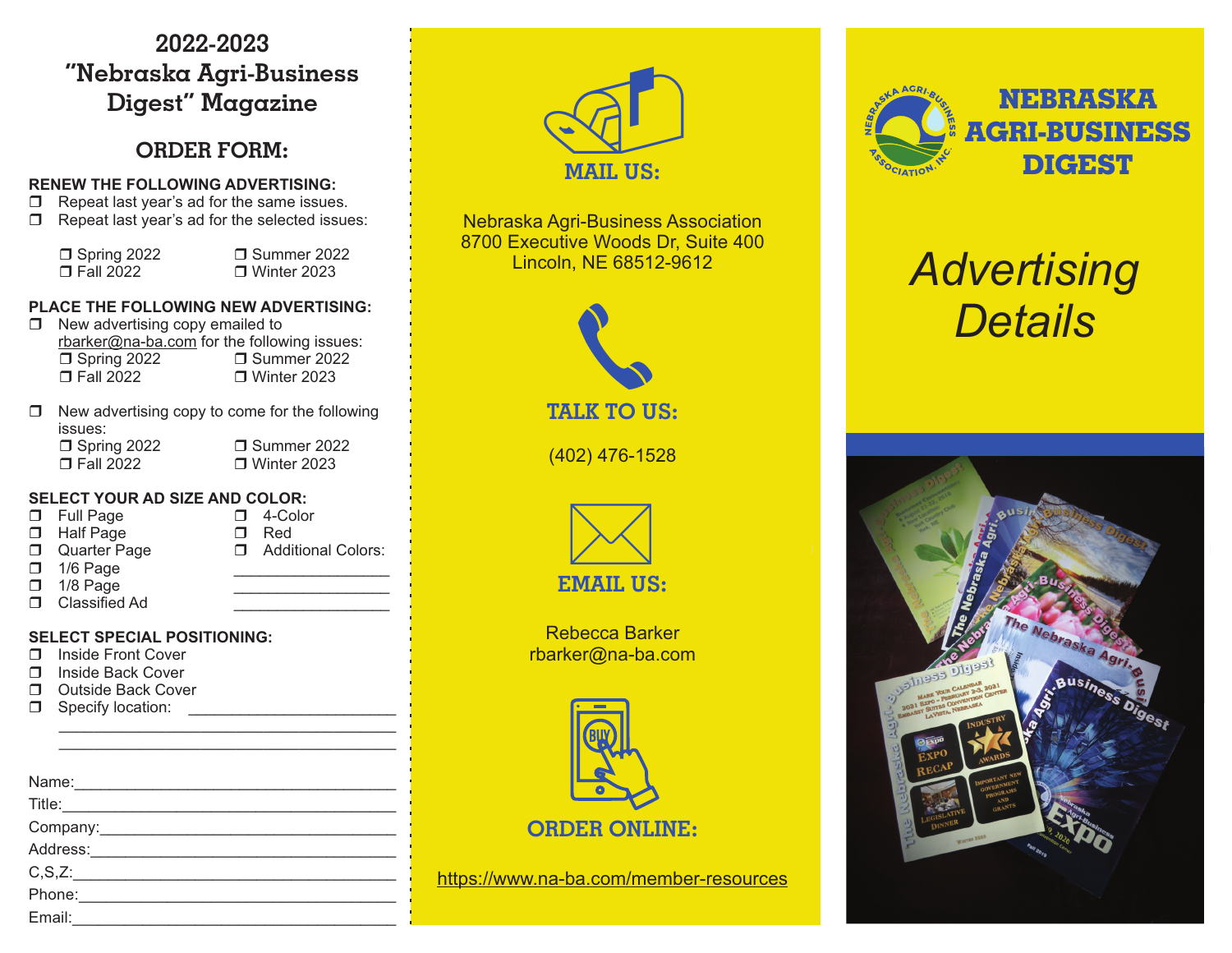# 2022-2023 "Nebraska Agri-Business Digest" Magazine

## ORDER FORM:

**RENEW THE FOLLOWING ADVERTISING:**

- ❒ Repeat last year's ad for the same issues.
- ❒ Repeat last year's ad for the selected issues:
  - ❒ Spring 2022 ❒ Summer 2022
  - ❒ Fall 2022 ❒ Winter 2023

**PLACE THE FOLLOWING NEW ADVERTISING:**

- ❒ New advertising copy emailed to rbarker@na-ba.com for the following issues:
  - ❒ Spring 2022 ❒ Summer 2022
  - ❒ Fall 2022 ❒ Winter 2023
- ❒ New advertising copy to come for the following issues:
  - ❒ Spring 2022 ❒ Summer 2022
  - ❒ Fall 2022 ❒ Winter 2023

**SELECT YOUR AD SIZE AND COLOR:**

- ❒ Full Page
- ❒ Half Page
- ❒ Quarter Page
- ❒ 1/6 Page
- ❒ 1/8 Page
- ❒ Classified Ad

- ❒ 4-Color
- ❒ Red
- ❒ Additional Colors: ________________
  ________________
  ________________
  ________________

**SELECT SPECIAL POSITIONING:**

- ❒ Inside Front Cover
- ❒ Inside Back Cover
- ❒ Outside Back Cover
- ❒ Specify location: ____________________
  ____________________
  ____________________

Name:____________________

Title:____________________

Company:____________________

Address:____________________

C,S,Z:____________________

Phone:____________________

Email:____________________

## MAIL US:

Nebraska Agri-Business Association
8700 Executive Woods Dr, Suite 400
Lincoln, NE 68512-9612

## TALK TO US:

(402) 476-1528

## EMAIL US:

Rebecca Barker
rbarker@na-ba.com

## ORDER ONLINE:

https://www.na-ba.com/member-resources

# NEBRASKA AGRI-BUSINESS DIGEST

*Advertising Details*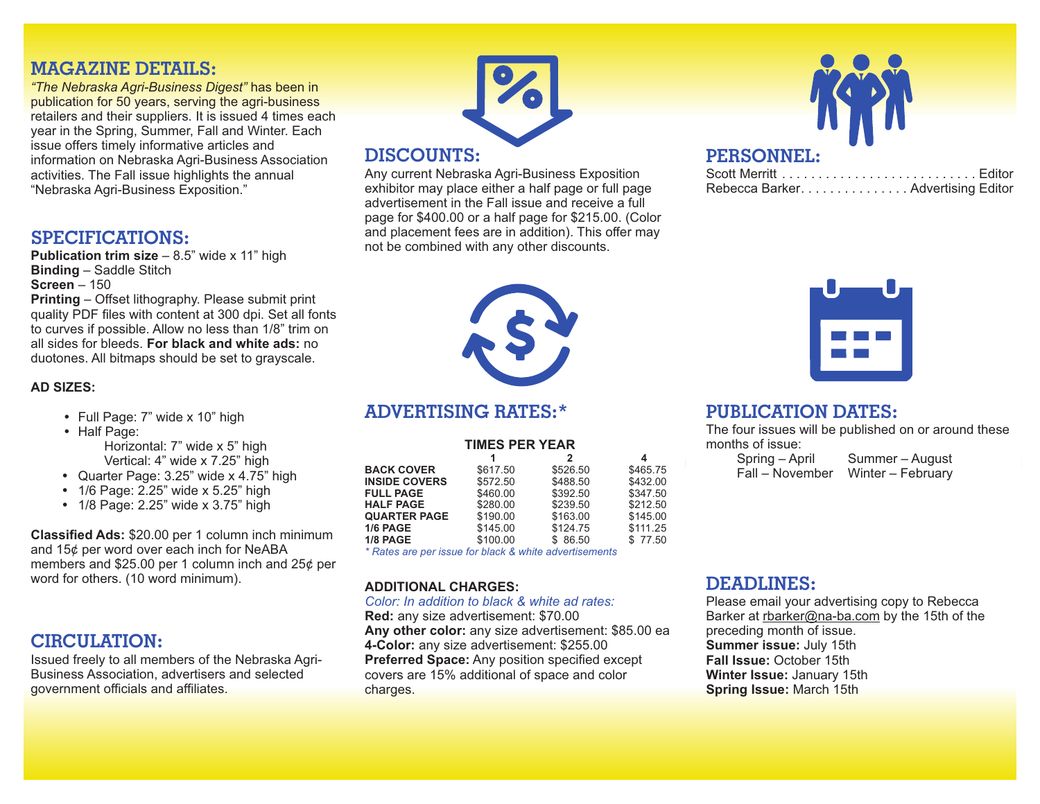## MAGAZINE DETAILS:

*"The Nebraska Agri-Business Digest"* has been in publication for 50 years, serving the agri-business retailers and their suppliers. It is issued 4 times each year in the Spring, Summer, Fall and Winter. Each issue offers timely informative articles and information on Nebraska Agri-Business Association activities. The Fall issue highlights the annual "Nebraska Agri-Business Exposition."

## SPECIFICATIONS:

**Publication trim size** – 8.5" wide x 11" high
**Binding** – Saddle Stitch
**Screen** – 150
**Printing** – Offset lithography. Please submit print quality PDF files with content at 300 dpi. Set all fonts to curves if possible. Allow no less than 1/8" trim on all sides for bleeds. **For black and white ads:** no duotones. All bitmaps should be set to grayscale.

**AD SIZES:**

- Full Page: 7" wide x 10" high
- Half Page:
  - Horizontal: 7" wide x 5" high
  - Vertical: 4" wide x 7.25" high
- Quarter Page: 3.25" wide x 4.75" high
- 1/6 Page: 2.25" wide x 5.25" high
- 1/8 Page: 2.25" wide x 3.75" high

**Classified Ads:** $20.00 per 1 column inch minimum and 15¢ per word over each inch for NeABA members and $25.00 per 1 column inch and 25¢ per word for others. (10 word minimum).

## CIRCULATION:

Issued freely to all members of the Nebraska Agri-Business Association, advertisers and selected government officials and affiliates.

## DISCOUNTS:

Any current Nebraska Agri-Business Exposition exhibitor may place either a half page or full page advertisement in the Fall issue and receive a full page for $400.00 or a half page for $215.00. (Color and placement fees are in addition). This offer may not be combined with any other discounts.

## ADVERTISING RATES:*

| | TIMES PER YEAR | | |
|---|---|---|---|
| | **1** | **2** | **4** |
| **BACK COVER** | $617.50 | $526.50 | $465.75 |
| **INSIDE COVERS** | $572.50 | $488.50 | $432.00 |
| **FULL PAGE** | $460.00 | $392.50 | $347.50 |
| **HALF PAGE** | $280.00 | $239.50 | $212.50 |
| **QUARTER PAGE** | $190.00 | $163.00 | $145.00 |
| **1/6 PAGE** | $145.00 | $124.75 | $111.25 |
| **1/8 PAGE** | $100.00 | $ 86.50 | $ 77.50 |

*\* Rates are per issue for black & white advertisements*

**ADDITIONAL CHARGES:**

*Color: In addition to black & white ad rates:*
**Red:** any size advertisement: $70.00
**Any other color:** any size advertisement: $85.00 ea
**4-Color:** any size advertisement: $255.00
**Preferred Space:** Any position specified except covers are 15% additional of space and color charges.

## PERSONNEL:

Scott Merritt . . . . . . . . . . . . . . . . . . . . . . . . . . . Editor
Rebecca Barker. . . . . . . . . . . . . . . Advertising Editor

## PUBLICATION DATES:

The four issues will be published on or around these months of issue:

Spring – April    Summer – August
Fall – November    Winter – February

## DEADLINES:

Please email your advertising copy to Rebecca Barker at rbarker@na-ba.com by the 15th of the preceding month of issue.
**Summer issue:** July 15th
**Fall Issue:** October 15th
**Winter Issue:** January 15th
**Spring Issue:** March 15th